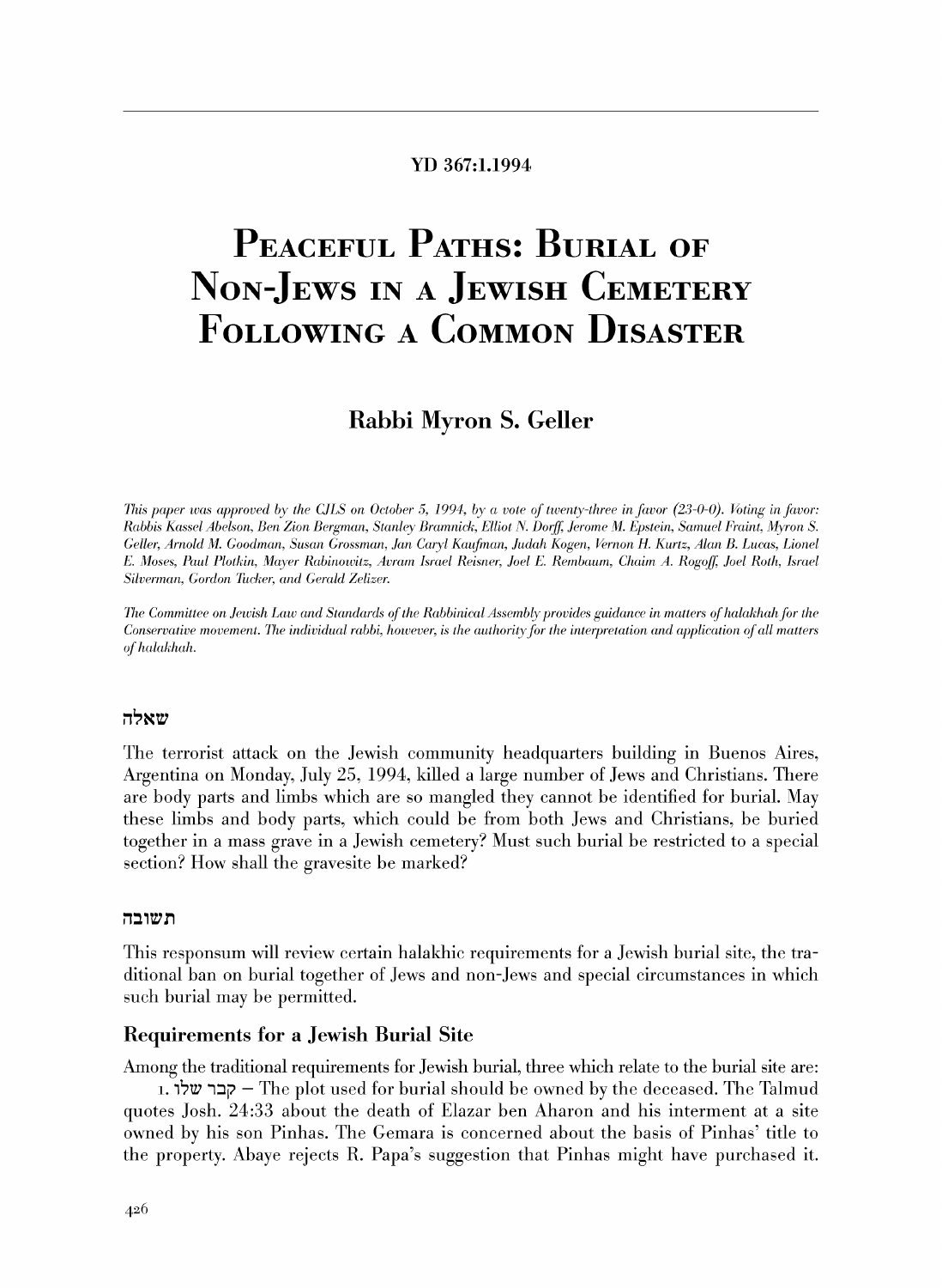YD 367:1.1994

# Peaceful Paths: Burial of Non-Jews in a Jewish Cemetery Following a Common Disaster

## Rabbi Myron S. Geller

*This paper was approved by the CJLS on October 5, 1994, by a vote of twenty-three in favor (23-0-0). Voting in favor: Rabbis Kassel Abelson, Ben Zion Bergman, Stanley Bramnick, Elliot N. Dorff, Jerome M. Epstein, Samuel Fraint, Myron S. Geller, Arnold M. Goodman, Susan Grossman, Jan Caryl Kaufman, Judah Kogen, Vernon H. Kurtz, Alan B. Lucas, Lionel E. Moses, Paul Plotkin, Mayer Rabinowitz, Avram Israel Reisner, Joel E. Rembaum, Chaim A. Rogoff, Joel Roth, Israel Silverman, Gordon Tucker, and Gerald Zelizer.*

*The Committee on Jewish Law and Standards of the Rabbinical Assembly provides guidance in matters of halakhah for the Conservative movement. The individual rabbi, however, is the authority for the interpretation and application of all matters of halakhah.*

### שאלה

The terrorist attack on the Jewish community headquarters building in Buenos Aires, Argentina on Monday, July 25, 1994, killed a large number of Jews and Christians. There are body parts and limbs which are so mangled they cannot be identified for burial. May these limbs and body parts, which could be from both Jews and Christians, be buried together in a mass grave in a Jewish cemetery? Must such burial be restricted to a special section? How shall the gravesite be marked?

### תשובה

This responsum will review certain halakhic requirements for a Jewish burial site, the traditional ban on burial together of Jews and non-Jews and special circumstances in which such burial may be permitted.

### Requirements for a Jewish Burial Site

Among the traditional requirements for Jewish burial, three which relate to the burial site are:

1. קבר שלו – The plot used for burial should be owned by the deceased. The Talmud quotes Josh. 24:33 about the death of Elazar ben Aharon and his interment at a site owned by his son Pinhas. The Gemara is concerned about the basis of Pinhas' title to the property. Abaye rejects R. Papa's suggestion that Pinhas might have purchased it.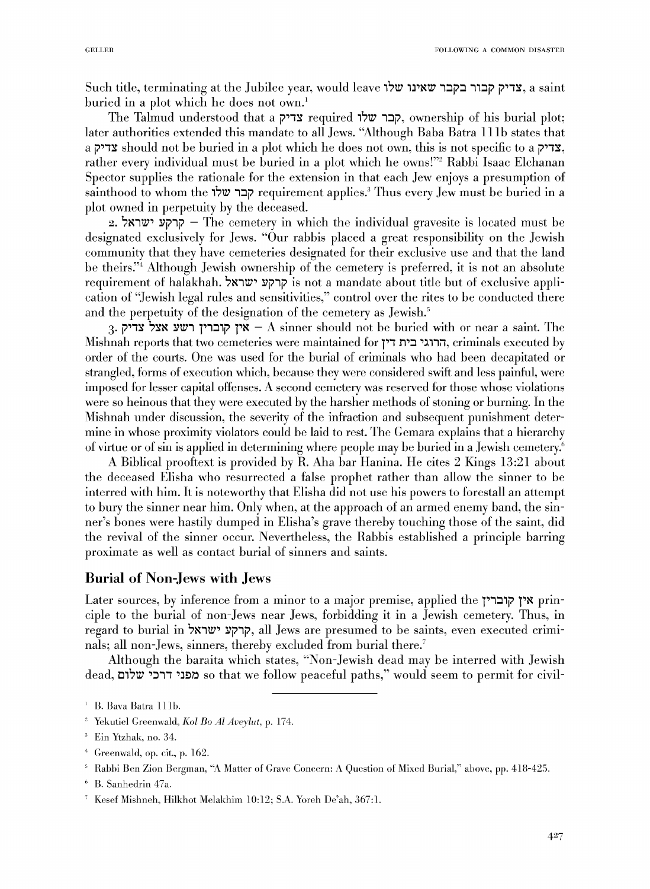Such title, terminating at the Jubilee year, would leave צדיק קבור בקבר שאינו שלו, a saint buried in a plot which he does not own.[1]

The Talmud understood that a צדיק required קבר שלו, ownership of his burial plot; later authorities extended this mandate to all Jews. "Although Baba Batra 111b states that a צדיק should not be buried in a plot which he does not own, this is not specific to a צדיק, rather every individual must be buried in a plot which he owns!"[2] Rabbi Isaac Elchanan Spector supplies the rationale for the extension in that each Jew enjoys a presumption of sainthood to whom the קבר שלו requirement applies.[3] Thus every Jew must be buried in a plot owned in perpetuity by the deceased.

2. קרקע ישראל – The cemetery in which the individual gravesite is located must be designated exclusively for Jews. "Our rabbis placed a great responsibility on the Jewish community that they have cemeteries designated for their exclusive use and that the land be theirs."[4] Although Jewish ownership of the cemetery is preferred, it is not an absolute requirement of halakhah. קרקע ישראל is not a mandate about title but of exclusive application of "Jewish legal rules and sensitivities," control over the rites to be conducted there and the perpetuity of the designation of the cemetery as Jewish.[5]

3. אין קוברין רשע אצל צדיק – A sinner should not be buried with or near a saint. The Mishnah reports that two cemeteries were maintained for הרוגי בית דין, criminals executed by order of the courts. One was used for the burial of criminals who had been decapitated or strangled, forms of execution which, because they were considered swift and less painful, were imposed for lesser capital offenses. A second cemetery was reserved for those whose violations were so heinous that they were executed by the harsher methods of stoning or burning. In the Mishnah under discussion, the severity of the infraction and subsequent punishment determine in whose proximity violators could be laid to rest. The Gemara explains that a hierarchy of virtue or of sin is applied in determining where people may be buried in a Jewish cemetery.[6]

A Biblical prooftext is provided by R. Aha bar Hanina. He cites 2 Kings 13:21 about the deceased Elisha who resurrected a false prophet rather than allow the sinner to be interred with him. It is noteworthy that Elisha did not use his powers to forestall an attempt to bury the sinner near him. Only when, at the approach of an armed enemy band, the sinner's bones were hastily dumped in Elisha's grave thereby touching those of the saint, did the revival of the sinner occur. Nevertheless, the Rabbis established a principle barring proximate as well as contact burial of sinners and saints.

## Burial of Non-Jews with Jews

Later sources, by inference from a minor to a major premise, applied the אין קוברין principle to the burial of non-Jews near Jews, forbidding it in a Jewish cemetery. Thus, in regard to burial in קרקע ישראל, all Jews are presumed to be saints, even executed criminals; all non-Jews, sinners, thereby excluded from burial there.[7]

Although the baraita which states, "Non-Jewish dead may be interred with Jewish dead, מפני דרכי שלום so that we follow peaceful paths," would seem to permit for civil-

---

[1] B. Bava Batra 111b.

[2] Yekutiel Greenwald, *Kol Bo Al Aveylut*, p. 174.

[3] Ein Ytzhak, no. 34.

[4] Greenwald, op. cit., p. 162.

[5] Rabbi Ben Zion Bergman, "A Matter of Grave Concern: A Question of Mixed Burial," above, pp. 418-425.

[6] B. Sanhedrin 47a.

[7] Kesef Mishneh, Hilkhot Melakhim 10:12; S.A. Yoreh De'ah, 367:1.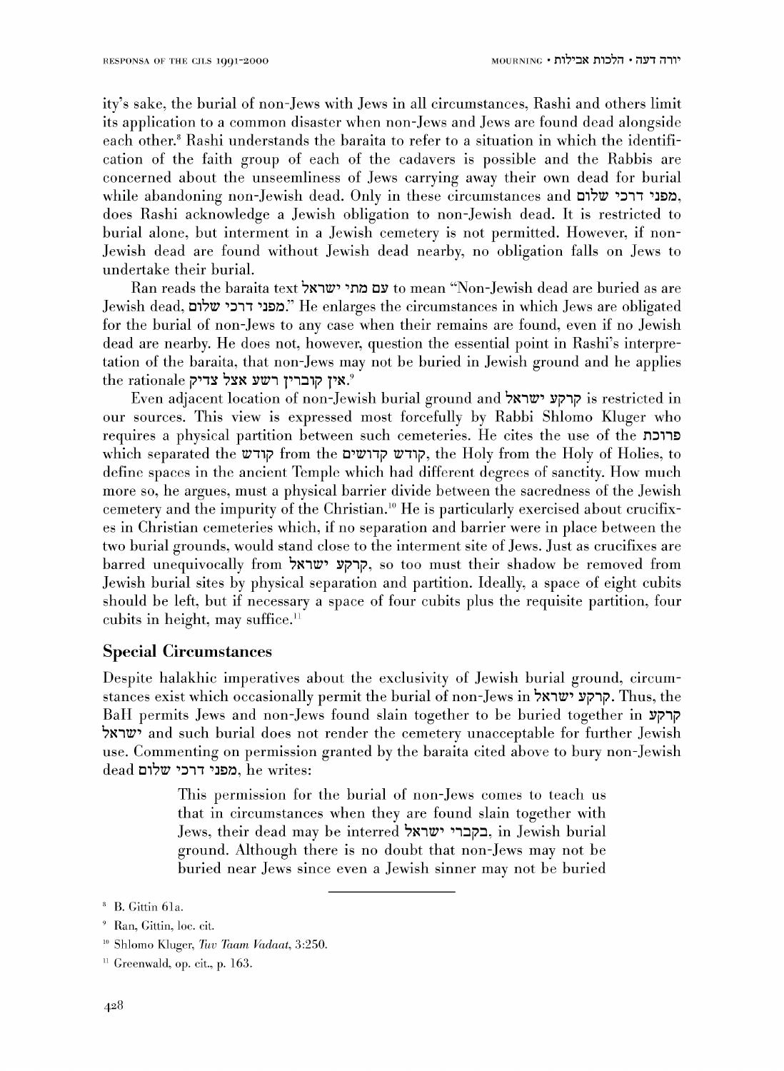ity's sake, the burial of non-Jews with Jews in all circumstances, Rashi and others limit its application to a common disaster when non-Jews and Jews are found dead alongside each other.[8] Rashi understands the baraita to refer to a situation in which the identification of the faith group of each of the cadavers is possible and the Rabbis are concerned about the unseemliness of Jews carrying away their own dead for burial while abandoning non-Jewish dead. Only in these circumstances and מפני דרכי שלום, does Rashi acknowledge a Jewish obligation to non-Jewish dead. It is restricted to burial alone, but interment in a Jewish cemetery is not permitted. However, if non-Jewish dead are found without Jewish dead nearby, no obligation falls on Jews to undertake their burial.

Ran reads the baraita text עם מתי ישראל to mean "Non-Jewish dead are buried as are Jewish dead, מפני דרכי שלום." He enlarges the circumstances in which Jews are obligated for the burial of non-Jews to any case when their remains are found, even if no Jewish dead are nearby. He does not, however, question the essential point in Rashi's interpretation of the baraita, that non-Jews may not be buried in Jewish ground and he applies the rationale אין קוברין רשע אצל צדיק.[9]

Even adjacent location of non-Jewish burial ground and קרקע ישראל is restricted in our sources. This view is expressed most forcefully by Rabbi Shlomo Kluger who requires a physical partition between such cemeteries. He cites the use of the פרוכת which separated the קודש from the קודש קדושים, the Holy from the Holy of Holies, to define spaces in the ancient Temple which had different degrees of sanctity. How much more so, he argues, must a physical barrier divide between the sacredness of the Jewish cemetery and the impurity of the Christian.[10] He is particularly exercised about crucifixes in Christian cemeteries which, if no separation and barrier were in place between the two burial grounds, would stand close to the interment site of Jews. Just as crucifixes are barred unequivocally from קרקע ישראל, so too must their shadow be removed from Jewish burial sites by physical separation and partition. Ideally, a space of eight cubits should be left, but if necessary a space of four cubits plus the requisite partition, four cubits in height, may suffice.[11]

## Special Circumstances

Despite halakhic imperatives about the exclusivity of Jewish burial ground, circumstances exist which occasionally permit the burial of non-Jews in קרקע ישראל. Thus, the BaH permits Jews and non-Jews found slain together to be buried together in קרקע ישראל and such burial does not render the cemetery unacceptable for further Jewish use. Commenting on permission granted by the baraita cited above to bury non-Jewish dead מפני דרכי שלום, he writes:

> This permission for the burial of non-Jews comes to teach us that in circumstances when they are found slain together with Jews, their dead may be interred בקברי ישראל, in Jewish burial ground. Although there is no doubt that non-Jews may not be buried near Jews since even a Jewish sinner may not be buried

---

[8] B. Gittin 61a.

[9] Ran, Gittin, loc. cit.

[10] Shlomo Kluger, *Tuv Taam Vadaat*, 3:250.

[11] Greenwald, op. cit., p. 163.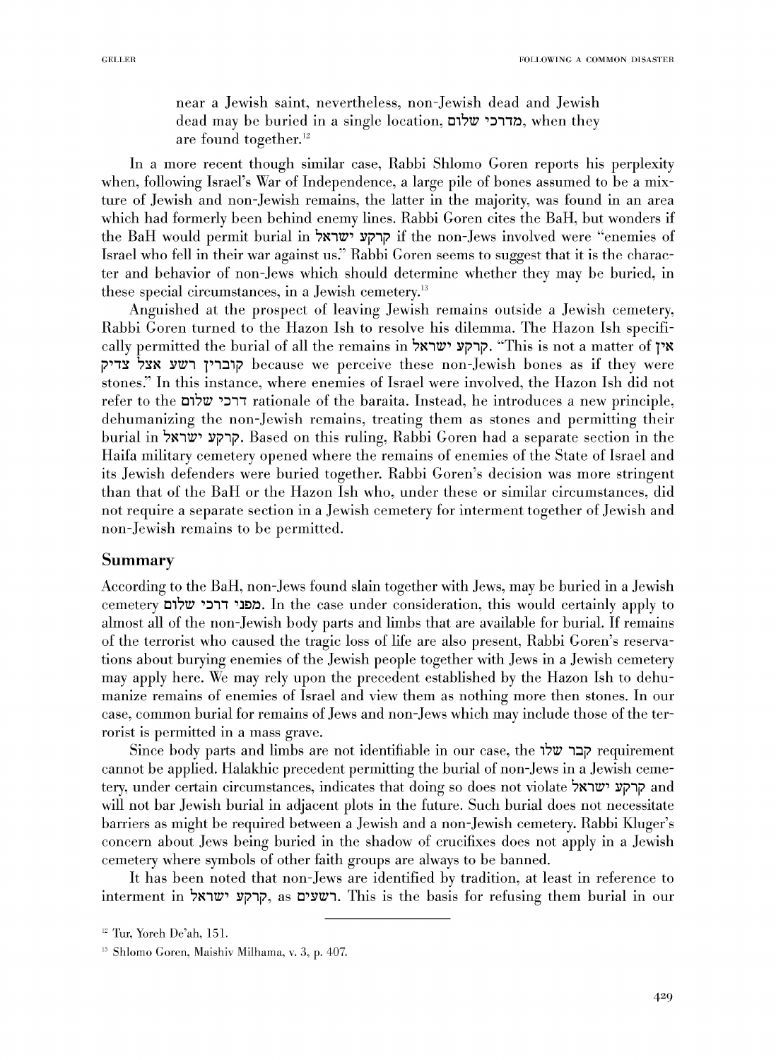near a Jewish saint, nevertheless, non-Jewish dead and Jewish dead may be buried in a single location, מדרכי שלום, when they are found together.[12]

In a more recent though similar case, Rabbi Shlomo Goren reports his perplexity when, following Israel's War of Independence, a large pile of bones assumed to be a mixture of Jewish and non-Jewish remains, the latter in the majority, was found in an area which had formerly been behind enemy lines. Rabbi Goren cites the BaH, but wonders if the BaH would permit burial in קרקע ישראל if the non-Jews involved were "enemies of Israel who fell in their war against us." Rabbi Goren seems to suggest that it is the character and behavior of non-Jews which should determine whether they may be buried, in these special circumstances, in a Jewish cemetery.[13]

Anguished at the prospect of leaving Jewish remains outside a Jewish cemetery, Rabbi Goren turned to the Hazon Ish to resolve his dilemma. The Hazon Ish specifically permitted the burial of all the remains in קרקע ישראל. "This is not a matter of אין קוברין רשע אצל צדיק because we perceive these non-Jewish bones as if they were stones." In this instance, where enemies of Israel were involved, the Hazon Ish did not refer to the דרכי שלום rationale of the baraita. Instead, he introduces a new principle, dehumanizing the non-Jewish remains, treating them as stones and permitting their burial in קרקע ישראל. Based on this ruling, Rabbi Goren had a separate section in the Haifa military cemetery opened where the remains of enemies of the State of Israel and its Jewish defenders were buried together. Rabbi Goren's decision was more stringent than that of the BaH or the Hazon Ish who, under these or similar circumstances, did not require a separate section in a Jewish cemetery for interment together of Jewish and non-Jewish remains to be permitted.

## Summary

According to the BaH, non-Jews found slain together with Jews, may be buried in a Jewish cemetery מפני דרכי שלום. In the case under consideration, this would certainly apply to almost all of the non-Jewish body parts and limbs that are available for burial. If remains of the terrorist who caused the tragic loss of life are also present, Rabbi Goren's reservations about burying enemies of the Jewish people together with Jews in a Jewish cemetery may apply here. We may rely upon the precedent established by the Hazon Ish to dehumanize remains of enemies of Israel and view them as nothing more then stones. In our case, common burial for remains of Jews and non-Jews which may include those of the terrorist is permitted in a mass grave.

Since body parts and limbs are not identifiable in our case, the קבר שלו requirement cannot be applied. Halakhic precedent permitting the burial of non-Jews in a Jewish cemetery, under certain circumstances, indicates that doing so does not violate קרקע ישראל and will not bar Jewish burial in adjacent plots in the future. Such burial does not necessitate barriers as might be required between a Jewish and a non-Jewish cemetery. Rabbi Kluger's concern about Jews being buried in the shadow of crucifixes does not apply in a Jewish cemetery where symbols of other faith groups are always to be banned.

It has been noted that non-Jews are identified by tradition, at least in reference to interment in קרקע ישראל, as רשעים. This is the basis for refusing them burial in our

---

[12] Tur, Yoreh De'ah, 151.

[13] Shlomo Goren, Maishiv Milhama, v. 3, p. 407.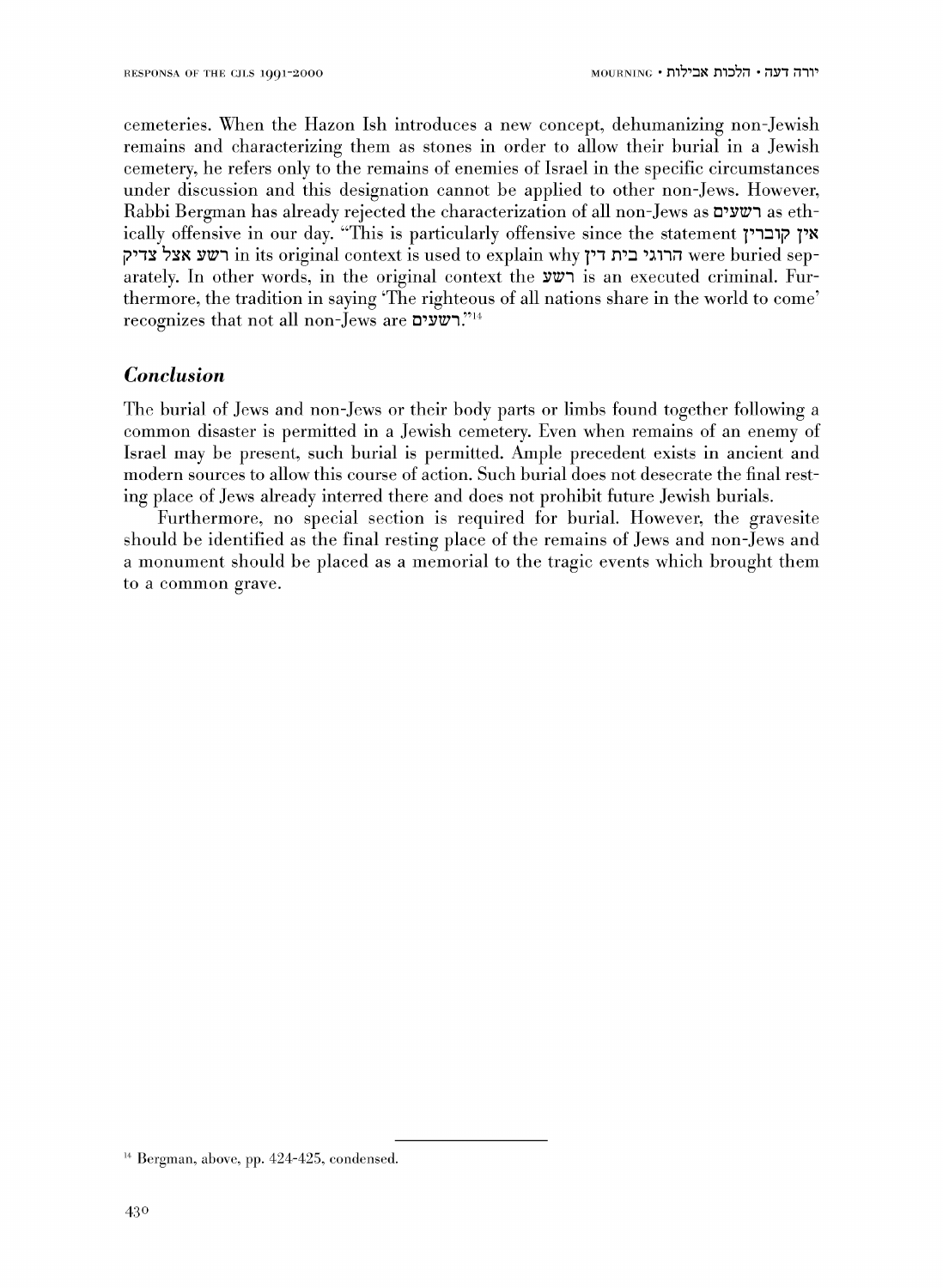cemeteries. When the Hazon Ish introduces a new concept, dehumanizing non-Jewish remains and characterizing them as stones in order to allow their burial in a Jewish cemetery, he refers only to the remains of enemies of Israel in the specific circumstances under discussion and this designation cannot be applied to other non-Jews. However, Rabbi Bergman has already rejected the characterization of all non-Jews as רשעים as ethically offensive in our day. "This is particularly offensive since the statement אין קוברין רשע אצל צדיק in its original context is used to explain why הרוגי בית דין were buried separately. In other words, in the original context the רשע is an executed criminal. Furthermore, the tradition in saying 'The righteous of all nations share in the world to come' recognizes that not all non-Jews are רשעים."[14]

## *Conclusion*

The burial of Jews and non-Jews or their body parts or limbs found together following a common disaster is permitted in a Jewish cemetery. Even when remains of an enemy of Israel may be present, such burial is permitted. Ample precedent exists in ancient and modern sources to allow this course of action. Such burial does not desecrate the final resting place of Jews already interred there and does not prohibit future Jewish burials.

Furthermore, no special section is required for burial. However, the gravesite should be identified as the final resting place of the remains of Jews and non-Jews and a monument should be placed as a memorial to the tragic events which brought them to a common grave.

---

[14] Bergman, above, pp. 424-425, condensed.